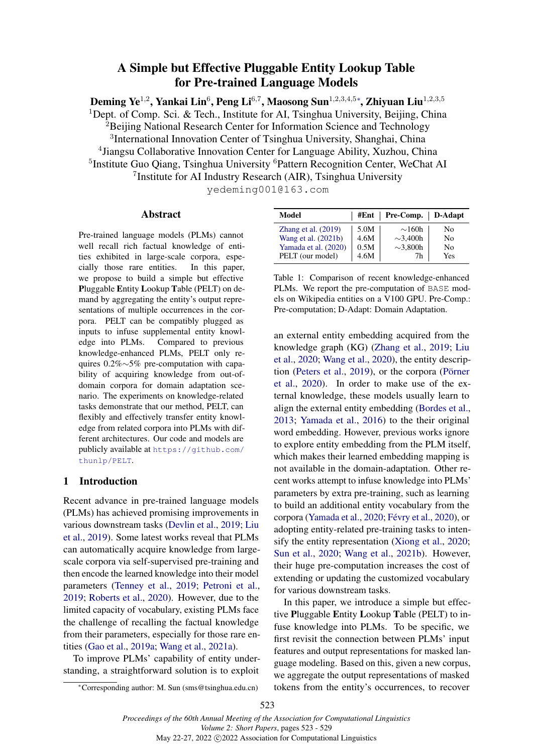# A Simple but Effective Pluggable Entity Lookup Table for Pre-trained Language Models

**Deming Ye**[1,2], **Yankai Lin**[6], **Peng Li**[6,7], **Maosong Sun**[1,2,3,4,5]*, **Zhiyuan Liu**[1,2,3,5]

[1]Dept. of Comp. Sci. & Tech., Institute for AI, Tsinghua University, Beijing, China
[2]Beijing National Research Center for Information Science and Technology
[3]International Innovation Center of Tsinghua University, Shanghai, China
[4]Jiangsu Collaborative Innovation Center for Language Ability, Xuzhou, China
[5]Institute Guo Qiang, Tsinghua University [6]Pattern Recognition Center, WeChat AI
[7]Institute for AI Industry Research (AIR), Tsinghua University

yedeming001@163.com

## Abstract

Pre-trained language models (PLMs) cannot well recall rich factual knowledge of entities exhibited in large-scale corpora, especially those rare entities. In this paper, we propose to build a simple but effective **P**luggable **E**ntity **L**ookup **T**able (PELT) on demand by aggregating the entity's output representations of multiple occurrences in the corpora. PELT can be compatibly plugged as inputs to infuse supplemental entity knowledge into PLMs. Compared to previous knowledge-enhanced PLMs, PELT only requires 0.2%∼5% pre-computation with capability of acquiring knowledge from out-of-domain corpora for domain adaptation scenario. The experiments on knowledge-related tasks demonstrate that our method, PELT, can flexibly and effectively transfer entity knowledge from related corpora into PLMs with different architectures. Our code and models are publicly available at https://github.com/thunlp/PELT.

## 1 Introduction

Recent advance in pre-trained language models (PLMs) has achieved promising improvements in various downstream tasks (Devlin et al., 2019; Liu et al., 2019). Some latest works reveal that PLMs can automatically acquire knowledge from large-scale corpora via self-supervised pre-training and then encode the learned knowledge into their model parameters (Tenney et al., 2019; Petroni et al., 2019; Roberts et al., 2020). However, due to the limited capacity of vocabulary, existing PLMs face the challenge of recalling the factual knowledge from their parameters, especially for those rare entities (Gao et al., 2019a; Wang et al., 2021a).

To improve PLMs' capability of entity understanding, a straightforward solution is to exploit an external entity embedding acquired from the knowledge graph (KG) (Zhang et al., 2019; Liu et al., 2020; Wang et al., 2020), the entity description (Peters et al., 2019), or the corpora (Pörner et al., 2020). In order to make use of the external knowledge, these models usually learn to align the external entity embedding (Bordes et al., 2013; Yamada et al., 2016) to the their original word embedding. However, previous works ignore to explore entity embedding from the PLM itself, which makes their learned embedding mapping is not available in the domain-adaptation. Other recent works attempt to infuse knowledge into PLMs' parameters by extra pre-training, such as learning to build an additional entity vocabulary from the corpora (Yamada et al., 2020; Févry et al., 2020), or adopting entity-related pre-training tasks to intensify the entity representation (Xiong et al., 2020; Sun et al., 2020; Wang et al., 2021b). However, their huge pre-computation increases the cost of extending or updating the customized vocabulary for various downstream tasks.

| Model | #Ent | Pre-Comp. | D-Adapt |
|---|---|---|---|
| Zhang et al. (2019) | 5.0M | ∼160h | No |
| Wang et al. (2021b) | 4.6M | ∼3,400h | No |
| Yamada et al. (2020) | 0.5M | ∼3,800h | No |
| PELT (our model) | 4.6M | 7h | Yes |

Table 1: Comparison of recent knowledge-enhanced PLMs. We report the pre-computation of BASE models on Wikipedia entities on a V100 GPU. Pre-Comp.: Pre-computation; D-Adapt: Domain Adaptation.

In this paper, we introduce a simple but effective **P**luggable **E**ntity **L**ookup **T**able (PELT) to infuse knowledge into PLMs. To be specific, we first revisit the connection between PLMs' input features and output representations for masked language modeling. Based on this, given a new corpus, we aggregate the output representations of masked tokens from the entity's occurrences, to recover

*Corresponding author: M. Sun (sms@tsinghua.edu.cn)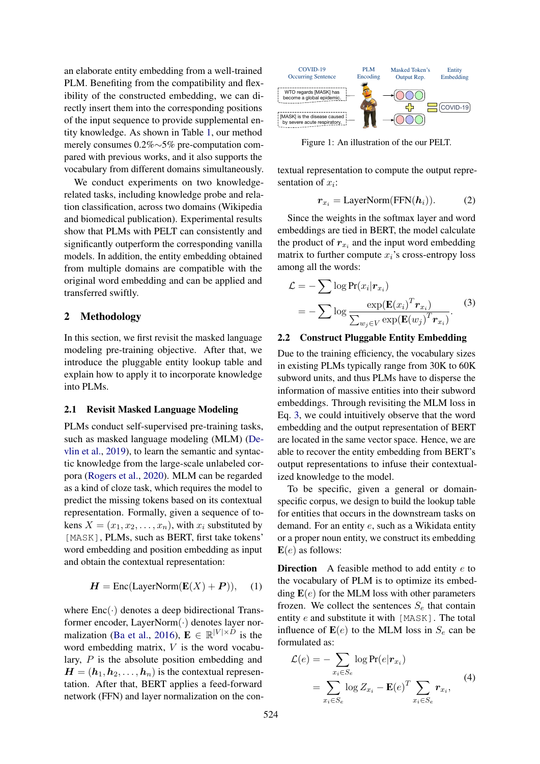an elaborate entity embedding from a well-trained PLM. Benefiting from the compatibility and flexibility of the constructed embedding, we can directly insert them into the corresponding positions of the input sequence to provide supplemental entity knowledge. As shown in Table 1, our method merely consumes 0.2%∼5% pre-computation compared with previous works, and it also supports the vocabulary from different domains simultaneously.

We conduct experiments on two knowledge-related tasks, including knowledge probe and relation classification, across two domains (Wikipedia and biomedical publication). Experimental results show that PLMs with PELT can consistently and significantly outperform the corresponding vanilla models. In addition, the entity embedding obtained from multiple domains are compatible with the original word embedding and can be applied and transferred swiftly.

## 2 Methodology

In this section, we first revisit the masked language modeling pre-training objective. After that, we introduce the pluggable entity lookup table and explain how to apply it to incorporate knowledge into PLMs.

### 2.1 Revisit Masked Language Modeling

PLMs conduct self-supervised pre-training tasks, such as masked language modeling (MLM) (Devlin et al., 2019), to learn the semantic and syntactic knowledge from the large-scale unlabeled corpora (Rogers et al., 2020). MLM can be regarded as a kind of cloze task, which requires the model to predict the missing tokens based on its contextual representation. Formally, given a sequence of tokens $X = (x_1, x_2, \dots, x_n)$, with $x_i$ substituted by `[MASK]`, PLMs, such as BERT, first take tokens' word embedding and position embedding as input and obtain the contextual representation:

$$\boldsymbol{H} = \text{Enc}(\text{LayerNorm}(\mathbf{E}(X) + \boldsymbol{P})), \quad (1)$$

where $\text{Enc}(\cdot)$ denotes a deep bidirectional Transformer encoder, $\text{LayerNorm}(\cdot)$ denotes layer normalization (Ba et al., 2016), $\mathbf{E} \in \mathbb{R}^{|V| \times D}$ is the word embedding matrix, $V$ is the word vocabulary, $P$ is the absolute position embedding and $\boldsymbol{H} = (\boldsymbol{h}_1, \boldsymbol{h}_2, \dots, \boldsymbol{h}_n)$ is the contextual representation. After that, BERT applies a feed-forward network (FFN) and layer normalization on the contextual representation to compute the output representation of $x_i$:

$$\boldsymbol{r}_{x_i} = \text{LayerNorm}(\text{FFN}(\boldsymbol{h}_i)). \quad (2)$$

Since the weights in the softmax layer and word embeddings are tied in BERT, the model calculate the product of $\boldsymbol{r}_{x_i}$ and the input word embedding matrix to further compute $x_i$'s cross-entropy loss among all the words:

$$\begin{aligned} \mathcal{L} &= -\sum \log \Pr(x_i | \boldsymbol{r}_{x_i}) \\ &= -\sum \log \frac{\exp(\mathbf{E}(x_i)^T \boldsymbol{r}_{x_i})}{\sum_{w_j \in V} \exp(\mathbf{E}(w_j)^T \boldsymbol{r}_{x_i})}. \end{aligned} \quad (3)$$

Figure 1: An illustration of the our PELT.

### 2.2 Construct Pluggable Entity Embedding

Due to the training efficiency, the vocabulary sizes in existing PLMs typically range from 30K to 60K subword units, and thus PLMs have to disperse the information of massive entities into their subword embeddings. Through revisiting the MLM loss in Eq. 3, we could intuitively observe that the word embedding and the output representation of BERT are located in the same vector space. Hence, we are able to recover the entity embedding from BERT's output representations to infuse their contextualized knowledge to the model.

To be specific, given a general or domain-specific corpus, we design to build the lookup table for entities that occurs in the downstream tasks on demand. For an entity $e$, such as a Wikidata entity or a proper noun entity, we construct its embedding $\mathbf{E}(e)$ as follows:

**Direction** A feasible method to add entity $e$ to the vocabulary of PLM is to optimize its embedding $\mathbf{E}(e)$ for the MLM loss with other parameters frozen. We collect the sentences $S_e$ that contain entity $e$ and substitute it with `[MASK]`. The total influence of $\mathbf{E}(e)$ to the MLM loss in $S_e$ can be formulated as:

$$\begin{aligned} \mathcal{L}(e) &= -\sum_{x_i \in S_e} \log \Pr(e | \boldsymbol{r}_{x_i}) \\ &= \sum_{x_i \in S_e} \log Z_{x_i} - \mathbf{E}(e)^T \sum_{x_i \in S_e} \boldsymbol{r}_{x_i}, \end{aligned} \quad (4)$$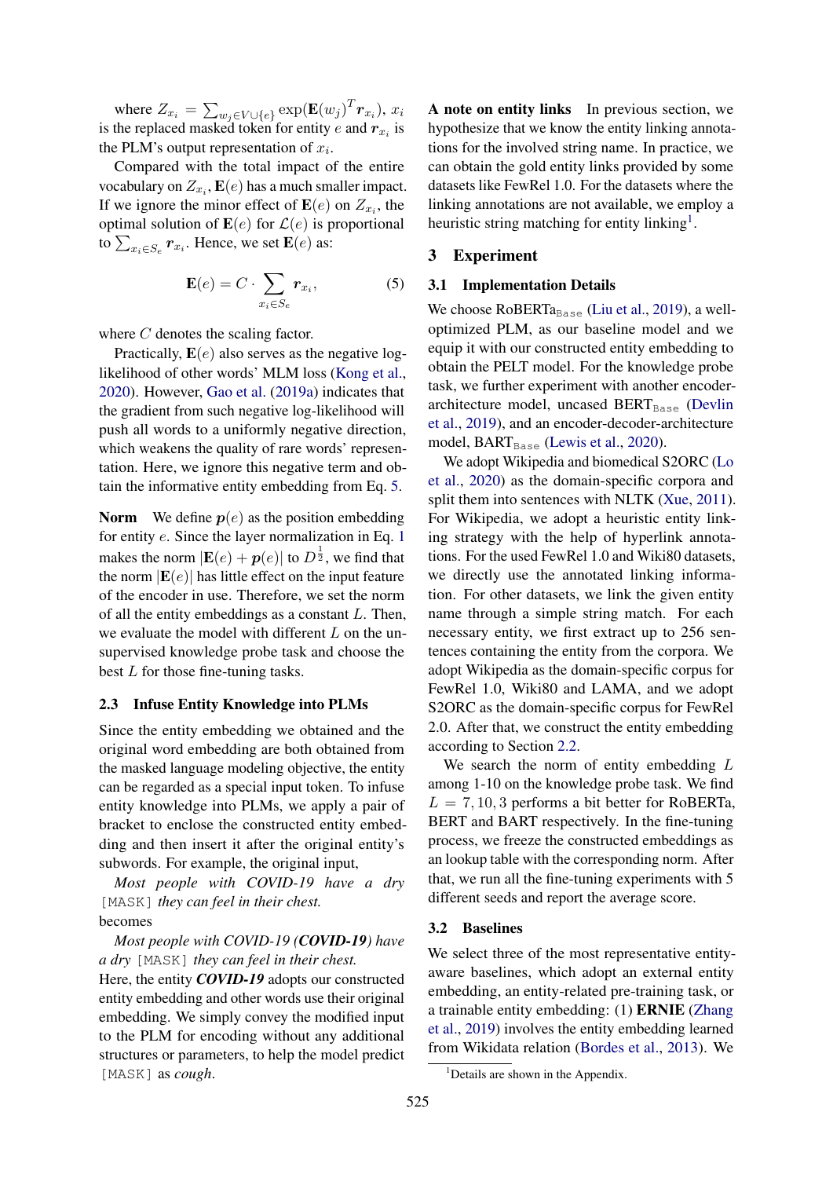where $Z_{x_i} = \sum_{w_j \in V \cup \{e\}} \exp(\mathbf{E}(w_j)^T \boldsymbol{r}_{x_i})$, $x_i$ is the replaced masked token for entity $e$ and $\boldsymbol{r}_{x_i}$ is the PLM's output representation of $x_i$.

Compared with the total impact of the entire vocabulary on $Z_{x_i}$, $\mathbf{E}(e)$ has a much smaller impact. If we ignore the minor effect of $\mathbf{E}(e)$ on $Z_{x_i}$, the optimal solution of $\mathbf{E}(e)$ for $\mathcal{L}(e)$ is proportional to $\sum_{x_i \in S_e} \boldsymbol{r}_{x_i}$. Hence, we set $\mathbf{E}(e)$ as:

$$\mathbf{E}(e) = C \cdot \sum_{x_i \in S_e} \boldsymbol{r}_{x_i}, \tag{5}$$

where $C$ denotes the scaling factor.

Practically, $\mathbf{E}(e)$ also serves as the negative log-likelihood of other words' MLM loss (Kong et al., 2020). However, Gao et al. (2019a) indicates that the gradient from such negative log-likelihood will push all words to a uniformly negative direction, which weakens the quality of rare words' representation. Here, we ignore this negative term and obtain the informative entity embedding from Eq. 5.

**Norm** We define $\boldsymbol{p}(e)$ as the position embedding for entity $e$. Since the layer normalization in Eq. 1 makes the norm $|\mathbf{E}(e) + \boldsymbol{p}(e)|$ to $D^{\frac{1}{2}}$, we find that the norm $|\mathbf{E}(e)|$ has little effect on the input feature of the encoder in use. Therefore, we set the norm of all the entity embeddings as a constant $L$. Then, we evaluate the model with different $L$ on the unsupervised knowledge probe task and choose the best $L$ for those fine-tuning tasks.

### 2.3 Infuse Entity Knowledge into PLMs

Since the entity embedding we obtained and the original word embedding are both obtained from the masked language modeling objective, the entity can be regarded as a special input token. To infuse entity knowledge into PLMs, we apply a pair of bracket to enclose the constructed entity embedding and then insert it after the original entity's subwords. For example, the original input,

*Most people with COVID-19 have a dry* [MASK] *they can feel in their chest.*

becomes

*Most people with COVID-19 (**COVID-19**) have a dry* [MASK] *they can feel in their chest.*

Here, the entity ***COVID-19*** adopts our constructed entity embedding and other words use their original embedding. We simply convey the modified input to the PLM for encoding without any additional structures or parameters, to help the model predict [MASK] as *cough*.

**A note on entity links** In previous section, we hypothesize that we know the entity linking annotations for the involved string name. In practice, we can obtain the gold entity links provided by some datasets like FewRel 1.0. For the datasets where the linking annotations are not available, we employ a heuristic string matching for entity linking[1].

## 3 Experiment

### 3.1 Implementation Details

We choose RoBERTa$_{\texttt{Base}}$ (Liu et al., 2019), a well-optimized PLM, as our baseline model and we equip it with our constructed entity embedding to obtain the PELT model. For the knowledge probe task, we further experiment with another encoder-architecture model, uncased BERT$_{\texttt{Base}}$ (Devlin et al., 2019), and an encoder-decoder-architecture model, BART$_{\texttt{Base}}$ (Lewis et al., 2020).

We adopt Wikipedia and biomedical S2ORC (Lo et al., 2020) as the domain-specific corpora and split them into sentences with NLTK (Xue, 2011). For Wikipedia, we adopt a heuristic entity linking strategy with the help of hyperlink annotations. For the used FewRel 1.0 and Wiki80 datasets, we directly use the annotated linking information. For other datasets, we link the given entity name through a simple string match. For each necessary entity, we first extract up to 256 sentences containing the entity from the corpora. We adopt Wikipedia as the domain-specific corpus for FewRel 1.0, Wiki80 and LAMA, and we adopt S2ORC as the domain-specific corpus for FewRel 2.0. After that, we construct the entity embedding according to Section 2.2.

We search the norm of entity embedding $L$ among 1-10 on the knowledge probe task. We find $L = 7, 10, 3$ performs a bit better for RoBERTa, BERT and BART respectively. In the fine-tuning process, we freeze the constructed embeddings as an lookup table with the corresponding norm. After that, we run all the fine-tuning experiments with 5 different seeds and report the average score.

### 3.2 Baselines

We select three of the most representative entity-aware baselines, which adopt an external entity embedding, an entity-related pre-training task, or a trainable entity embedding: (1) **ERNIE** (Zhang et al., 2019) involves the entity embedding learned from Wikidata relation (Bordes et al., 2013). We

[1] Details are shown in the Appendix.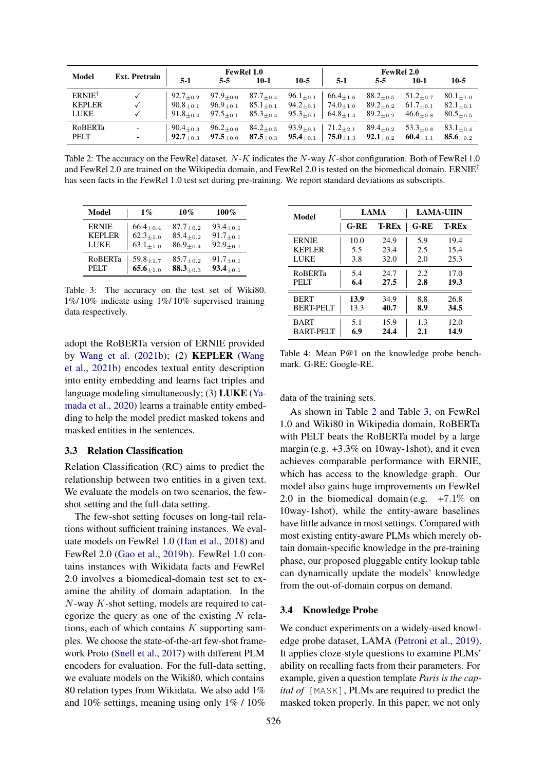| Model | Ext. Pretrain | FewRel 1.0 | | | | FewRel 2.0 | | | |
|---|---|---|---|---|---|---|---|---|---|
| | | 5-1 | 5-5 | 10-1 | 10-5 | 5-1 | 5-5 | 10-1 | 10-5 |
| ERNIE† | ✓ | $92.7_{\pm 0.2}$ | $97.9_{\pm 0.0}$ | $87.7_{\pm 0.4}$ | $96.1_{\pm 0.1}$ | $66.4_{\pm 1.6}$ | $88.2_{\pm 0.5}$ | $51.2_{\pm 0.7}$ | $80.1_{\pm 1.0}$ |
| KEPLER | ✓ | $90.8_{\pm 0.1}$ | $96.9_{\pm 0.1}$ | $85.1_{\pm 0.1}$ | $94.2_{\pm 0.1}$ | $74.0_{\pm 1.0}$ | $89.2_{\pm 0.2}$ | $61.7_{\pm 0.1}$ | $82.1_{\pm 0.1}$ |
| LUKE | ✓ | $91.8_{\pm 0.4}$ | $97.5_{\pm 0.1}$ | $85.3_{\pm 0.4}$ | $95.3_{\pm 0.1}$ | $64.8_{\pm 1.4}$ | $89.2_{\pm 0.2}$ | $46.6_{\pm 0.8}$ | $80.5_{\pm 0.5}$ |
| RoBERTa | - | $90.4_{\pm 0.3}$ | $96.2_{\pm 0.0}$ | $84.2_{\pm 0.5}$ | $93.9_{\pm 0.1}$ | $71.2_{\pm 2.1}$ | $89.4_{\pm 0.2}$ | $53.3_{\pm 0.8}$ | $83.1_{\pm 0.4}$ |
| PELT | - | **92.7**$_{\pm 0.3}$ | **97.5**$_{\pm 0.0}$ | **87.5**$_{\pm 0.3}$ | **95.4**$_{\pm 0.1}$ | **75.0**$_{\pm 1.3}$ | **92.1**$_{\pm 0.2}$ | **60.4**$_{\pm 1.1}$ | **85.6**$_{\pm 0.2}$ |

Table 2: The accuracy on the FewRel dataset. $N$-$K$ indicates the $N$-way $K$-shot configuration. Both of FewRel 1.0 and FewRel 2.0 are trained on the Wikipedia domain, and FewRel 2.0 is tested on the biomedical domain. ERNIE† has seen facts in the FewRel 1.0 test set during pre-training. We report standard deviations as subscripts.

| Model | 1% | 10% | 100% |
|---|---|---|---|
| ERNIE | $66.4_{\pm 0.4}$ | $87.7_{\pm 0.2}$ | $93.4_{\pm 0.1}$ |
| KEPLER | $62.3_{\pm 1.0}$ | $85.4_{\pm 0.2}$ | $91.7_{\pm 0.1}$ |
| LUKE | $63.1_{\pm 1.0}$ | $86.9_{\pm 0.4}$ | $92.9_{\pm 0.1}$ |
| RoBERTa | $59.8_{\pm 1.7}$ | $85.7_{\pm 0.2}$ | $91.7_{\pm 0.1}$ |
| PELT | **65.6**$_{\pm 1.0}$ | **88.3**$_{\pm 0.3}$ | **93.4**$_{\pm 0.1}$ |

Table 3: The accuracy on the test set of Wiki80. 1%/ 10% indicate using 1%/ 10% supervised training data respectively.

| Model | LAMA | | LAMA-UHN | |
|---|---|---|---|---|
| | G-RE | T-REx | G-RE | T-REx |
| ERNIE | 10.0 | 24.9 | 5.9 | 19.4 |
| KEPLER | 5.5 | 23.4 | 2.5 | 15.4 |
| LUKE | 3.8 | 32.0 | 2.0 | 25.3 |
| RoBERTa | 5.4 | 24.7 | 2.2 | 17.0 |
| PELT | **6.4** | **27.5** | **2.8** | **19.3** |
| BERT | **13.9** | 34.9 | 8.8 | 26.8 |
| BERT-PELT | 13.3 | **40.7** | **8.9** | **34.5** |
| BART | 5.1 | 15.9 | 1.3 | 12.0 |
| BART-PELT | **6.9** | **24.4** | **2.1** | **14.9** |

Table 4: Mean P@1 on the knowledge probe benchmark. G-RE: Google-RE.

adopt the RoBERTa version of ERNIE provided by Wang et al. (2021b); (2) **KEPLER** (Wang et al., 2021b) encodes textual entity description into entity embedding and learns fact triples and language modeling simultaneously; (3) **LUKE** (Yamada et al., 2020) learns a trainable entity embedding to help the model predict masked tokens and masked entities in the sentences.

### 3.3 Relation Classification

Relation Classification (RC) aims to predict the relationship between two entities in a given text. We evaluate the models on two scenarios, the few-shot setting and the full-data setting.

The few-shot setting focuses on long-tail relations without sufficient training instances. We evaluate models on FewRel 1.0 (Han et al., 2018) and FewRel 2.0 (Gao et al., 2019b). FewRel 1.0 contains instances with Wikidata facts and FewRel 2.0 involves a biomedical-domain test set to examine the ability of domain adaptation. In the $N$-way $K$-shot setting, models are required to categorize the query as one of the existing $N$ relations, each of which contains $K$ supporting samples. We choose the state-of-the-art few-shot framework Proto (Snell et al., 2017) with different PLM encoders for evaluation. For the full-data setting, we evaluate models on the Wiki80, which contains 80 relation types from Wikidata. We also add 1% and 10% settings, meaning using only 1% / 10% data of the training sets.

As shown in Table 2 and Table 3, on FewRel 1.0 and Wiki80 in Wikipedia domain, RoBERTa with PELT beats the RoBERTa model by a large margin (e.g. +3.3% on 10way-1shot), and it even achieves comparable performance with ERNIE, which has access to the knowledge graph. Our model also gains huge improvements on FewRel 2.0 in the biomedical domain (e.g. +7.1% on 10way-1shot), while the entity-aware baselines have little advance in most settings. Compared with most existing entity-aware PLMs which merely obtain domain-specific knowledge in the pre-training phase, our proposed pluggable entity lookup table can dynamically update the models' knowledge from the out-of-domain corpus on demand.

### 3.4 Knowledge Probe

We conduct experiments on a widely-used knowledge probe dataset, LAMA (Petroni et al., 2019). It applies cloze-style questions to examine PLMs' ability on recalling facts from their parameters. For example, given a question template *Paris is the capital of* [MASK], PLMs are required to predict the masked token properly. In this paper, we not only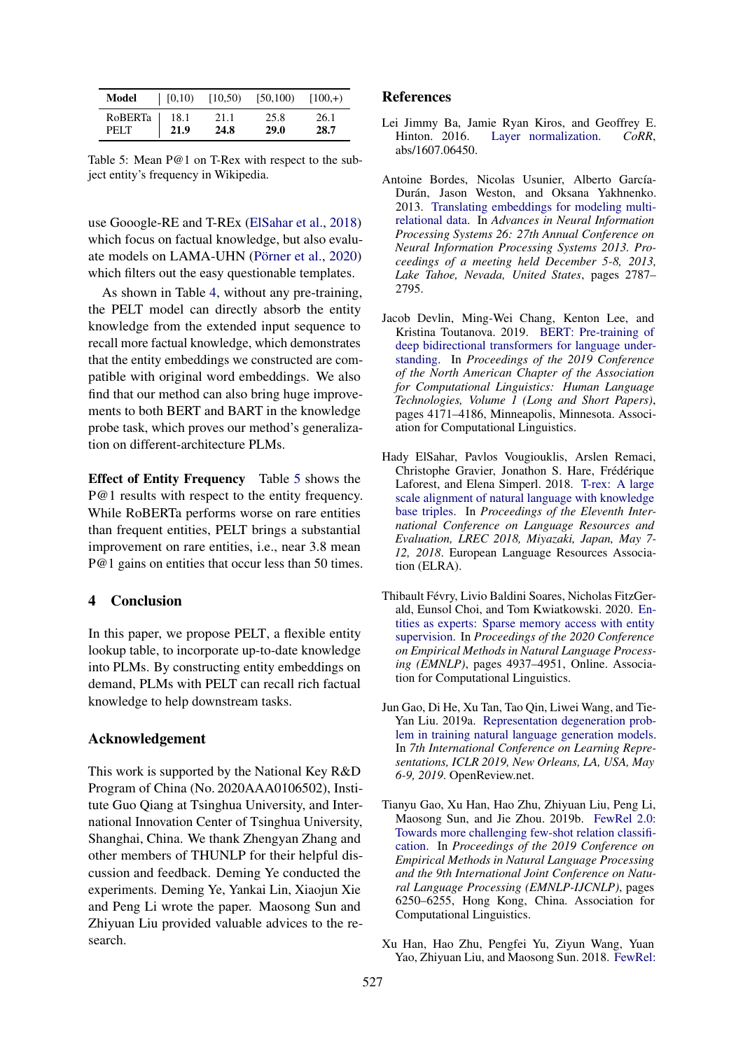| Model | [0,10) | [10,50) | [50,100) | [100,+) |
|---|---|---|---|---|
| RoBERTa | 18.1 | 21.1 | 25.8 | 26.1 |
| PELT | **21.9** | **24.8** | **29.0** | **28.7** |

Table 5: Mean P@1 on T-Rex with respect to the subject entity's frequency in Wikipedia.

use Gooogle-RE and T-REx (ElSahar et al., 2018) which focus on factual knowledge, but also evaluate models on LAMA-UHN (Pörner et al., 2020) which filters out the easy questionable templates.

As shown in Table 4, without any pre-training, the PELT model can directly absorb the entity knowledge from the extended input sequence to recall more factual knowledge, which demonstrates that the entity embeddings we constructed are compatible with original word embeddings. We also find that our method can also bring huge improvements to both BERT and BART in the knowledge probe task, which proves our method's generalization on different-architecture PLMs.

**Effect of Entity Frequency** Table 5 shows the P@1 results with respect to the entity frequency. While RoBERTa performs worse on rare entities than frequent entities, PELT brings a substantial improvement on rare entities, i.e., near 3.8 mean P@1 gains on entities that occur less than 50 times.

## 4 Conclusion

In this paper, we propose PELT, a flexible entity lookup table, to incorporate up-to-date knowledge into PLMs. By constructing entity embeddings on demand, PLMs with PELT can recall rich factual knowledge to help downstream tasks.

## Acknowledgement

This work is supported by the National Key R&D Program of China (No. 2020AAA0106502), Institute Guo Qiang at Tsinghua University, and International Innovation Center of Tsinghua University, Shanghai, China. We thank Zhengyan Zhang and other members of THUNLP for their helpful discussion and feedback. Deming Ye conducted the experiments. Deming Ye, Yankai Lin, Xiaojun Xie and Peng Li wrote the paper. Maosong Sun and Zhiyuan Liu provided valuable advices to the research.

## References

Lei Jimmy Ba, Jamie Ryan Kiros, and Geoffrey E. Hinton. 2016. Layer normalization. *CoRR*, abs/1607.06450.

Antoine Bordes, Nicolas Usunier, Alberto García-Durán, Jason Weston, and Oksana Yakhnenko. 2013. Translating embeddings for modeling multi-relational data. In *Advances in Neural Information Processing Systems 26: 27th Annual Conference on Neural Information Processing Systems 2013. Proceedings of a meeting held December 5-8, 2013, Lake Tahoe, Nevada, United States*, pages 2787–2795.

Jacob Devlin, Ming-Wei Chang, Kenton Lee, and Kristina Toutanova. 2019. BERT: Pre-training of deep bidirectional transformers for language understanding. In *Proceedings of the 2019 Conference of the North American Chapter of the Association for Computational Linguistics: Human Language Technologies, Volume 1 (Long and Short Papers)*, pages 4171–4186, Minneapolis, Minnesota. Association for Computational Linguistics.

Hady ElSahar, Pavlos Vougiouklis, Arslen Remaci, Christophe Gravier, Jonathon S. Hare, Frédérique Laforest, and Elena Simperl. 2018. T-rex: A large scale alignment of natural language with knowledge base triples. In *Proceedings of the Eleventh International Conference on Language Resources and Evaluation, LREC 2018, Miyazaki, Japan, May 7-12, 2018*. European Language Resources Association (ELRA).

Thibault Févry, Livio Baldini Soares, Nicholas FitzGerald, Eunsol Choi, and Tom Kwiatkowski. 2020. Entities as experts: Sparse memory access with entity supervision. In *Proceedings of the 2020 Conference on Empirical Methods in Natural Language Processing (EMNLP)*, pages 4937–4951, Online. Association for Computational Linguistics.

Jun Gao, Di He, Xu Tan, Tao Qin, Liwei Wang, and Tie-Yan Liu. 2019a. Representation degeneration problem in training natural language generation models. In *7th International Conference on Learning Representations, ICLR 2019, New Orleans, LA, USA, May 6-9, 2019*. OpenReview.net.

Tianyu Gao, Xu Han, Hao Zhu, Zhiyuan Liu, Peng Li, Maosong Sun, and Jie Zhou. 2019b. FewRel 2.0: Towards more challenging few-shot relation classification. In *Proceedings of the 2019 Conference on Empirical Methods in Natural Language Processing and the 9th International Joint Conference on Natural Language Processing (EMNLP-IJCNLP)*, pages 6250–6255, Hong Kong, China. Association for Computational Linguistics.

Xu Han, Hao Zhu, Pengfei Yu, Ziyun Wang, Yuan Yao, Zhiyuan Liu, and Maosong Sun. 2018. FewRel: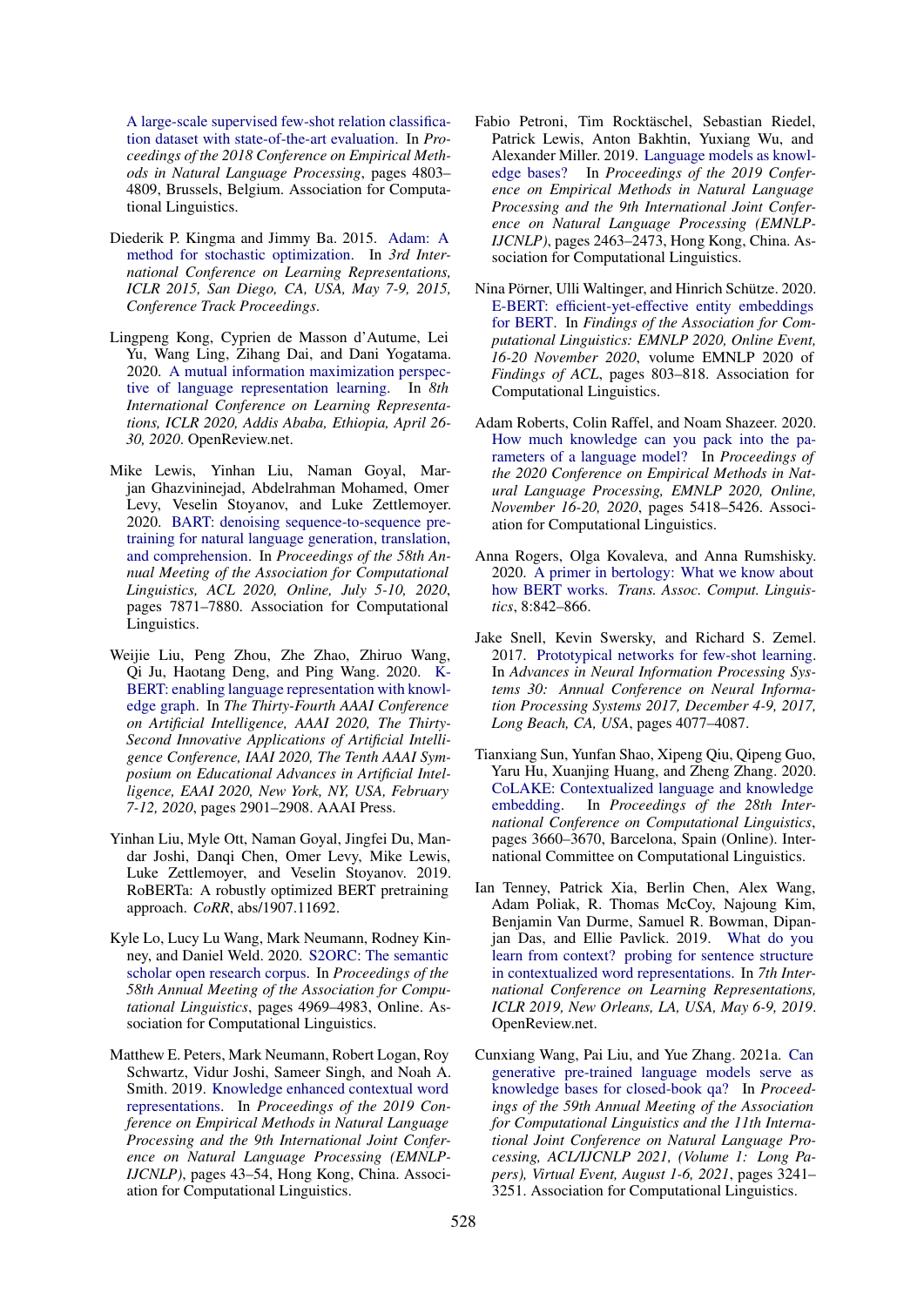A large-scale supervised few-shot relation classification dataset with state-of-the-art evaluation. In *Proceedings of the 2018 Conference on Empirical Methods in Natural Language Processing*, pages 4803–4809, Brussels, Belgium. Association for Computational Linguistics.

Diederik P. Kingma and Jimmy Ba. 2015. Adam: A method for stochastic optimization. In *3rd International Conference on Learning Representations, ICLR 2015, San Diego, CA, USA, May 7-9, 2015, Conference Track Proceedings*.

Lingpeng Kong, Cyprien de Masson d'Autume, Lei Yu, Wang Ling, Zihang Dai, and Dani Yogatama. 2020. A mutual information maximization perspective of language representation learning. In *8th International Conference on Learning Representations, ICLR 2020, Addis Ababa, Ethiopia, April 26-30, 2020*. OpenReview.net.

Mike Lewis, Yinhan Liu, Naman Goyal, Marjan Ghazvininejad, Abdelrahman Mohamed, Omer Levy, Veselin Stoyanov, and Luke Zettlemoyer. 2020. BART: denoising sequence-to-sequence pre-training for natural language generation, translation, and comprehension. In *Proceedings of the 58th Annual Meeting of the Association for Computational Linguistics, ACL 2020, Online, July 5-10, 2020*, pages 7871–7880. Association for Computational Linguistics.

Weijie Liu, Peng Zhou, Zhe Zhao, Zhiruo Wang, Qi Ju, Haotang Deng, and Ping Wang. 2020. K-BERT: enabling language representation with knowledge graph. In *The Thirty-Fourth AAAI Conference on Artificial Intelligence, AAAI 2020, The Thirty-Second Innovative Applications of Artificial Intelligence Conference, IAAI 2020, The Tenth AAAI Symposium on Educational Advances in Artificial Intelligence, EAAI 2020, New York, NY, USA, February 7-12, 2020*, pages 2901–2908. AAAI Press.

Yinhan Liu, Myle Ott, Naman Goyal, Jingfei Du, Mandar Joshi, Danqi Chen, Omer Levy, Mike Lewis, Luke Zettlemoyer, and Veselin Stoyanov. 2019. RoBERTa: A robustly optimized BERT pretraining approach. *CoRR*, abs/1907.11692.

Kyle Lo, Lucy Lu Wang, Mark Neumann, Rodney Kinney, and Daniel Weld. 2020. S2ORC: The semantic scholar open research corpus. In *Proceedings of the 58th Annual Meeting of the Association for Computational Linguistics*, pages 4969–4983, Online. Association for Computational Linguistics.

Matthew E. Peters, Mark Neumann, Robert Logan, Roy Schwartz, Vidur Joshi, Sameer Singh, and Noah A. Smith. 2019. Knowledge enhanced contextual word representations. In *Proceedings of the 2019 Conference on Empirical Methods in Natural Language Processing and the 9th International Joint Conference on Natural Language Processing (EMNLP-IJCNLP)*, pages 43–54, Hong Kong, China. Association for Computational Linguistics.

Fabio Petroni, Tim Rocktäschel, Sebastian Riedel, Patrick Lewis, Anton Bakhtin, Yuxiang Wu, and Alexander Miller. 2019. Language models as knowledge bases? In *Proceedings of the 2019 Conference on Empirical Methods in Natural Language Processing and the 9th International Joint Conference on Natural Language Processing (EMNLP-IJCNLP)*, pages 2463–2473, Hong Kong, China. Association for Computational Linguistics.

Nina Pörner, Ulli Waltinger, and Hinrich Schütze. 2020. E-BERT: efficient-yet-effective entity embeddings for BERT. In *Findings of the Association for Computational Linguistics: EMNLP 2020, Online Event, 16-20 November 2020*, volume EMNLP 2020 of *Findings of ACL*, pages 803–818. Association for Computational Linguistics.

Adam Roberts, Colin Raffel, and Noam Shazeer. 2020. How much knowledge can you pack into the parameters of a language model? In *Proceedings of the 2020 Conference on Empirical Methods in Natural Language Processing, EMNLP 2020, Online, November 16-20, 2020*, pages 5418–5426. Association for Computational Linguistics.

Anna Rogers, Olga Kovaleva, and Anna Rumshisky. 2020. A primer in bertology: What we know about how BERT works. *Trans. Assoc. Comput. Linguistics*, 8:842–866.

Jake Snell, Kevin Swersky, and Richard S. Zemel. 2017. Prototypical networks for few-shot learning. In *Advances in Neural Information Processing Systems 30: Annual Conference on Neural Information Processing Systems 2017, December 4-9, 2017, Long Beach, CA, USA*, pages 4077–4087.

Tianxiang Sun, Yunfan Shao, Xipeng Qiu, Qipeng Guo, Yaru Hu, Xuanjing Huang, and Zheng Zhang. 2020. CoLAKE: Contextualized language and knowledge embedding. In *Proceedings of the 28th International Conference on Computational Linguistics*, pages 3660–3670, Barcelona, Spain (Online). International Committee on Computational Linguistics.

Ian Tenney, Patrick Xia, Berlin Chen, Alex Wang, Adam Poliak, R. Thomas McCoy, Najoung Kim, Benjamin Van Durme, Samuel R. Bowman, Dipanjan Das, and Ellie Pavlick. 2019. What do you learn from context? probing for sentence structure in contextualized word representations. In *7th International Conference on Learning Representations, ICLR 2019, New Orleans, LA, USA, May 6-9, 2019*. OpenReview.net.

Cunxiang Wang, Pai Liu, and Yue Zhang. 2021a. Can generative pre-trained language models serve as knowledge bases for closed-book qa? In *Proceedings of the 59th Annual Meeting of the Association for Computational Linguistics and the 11th International Joint Conference on Natural Language Processing, ACL/IJCNLP 2021, (Volume 1: Long Papers), Virtual Event, August 1-6, 2021*, pages 3241–3251. Association for Computational Linguistics.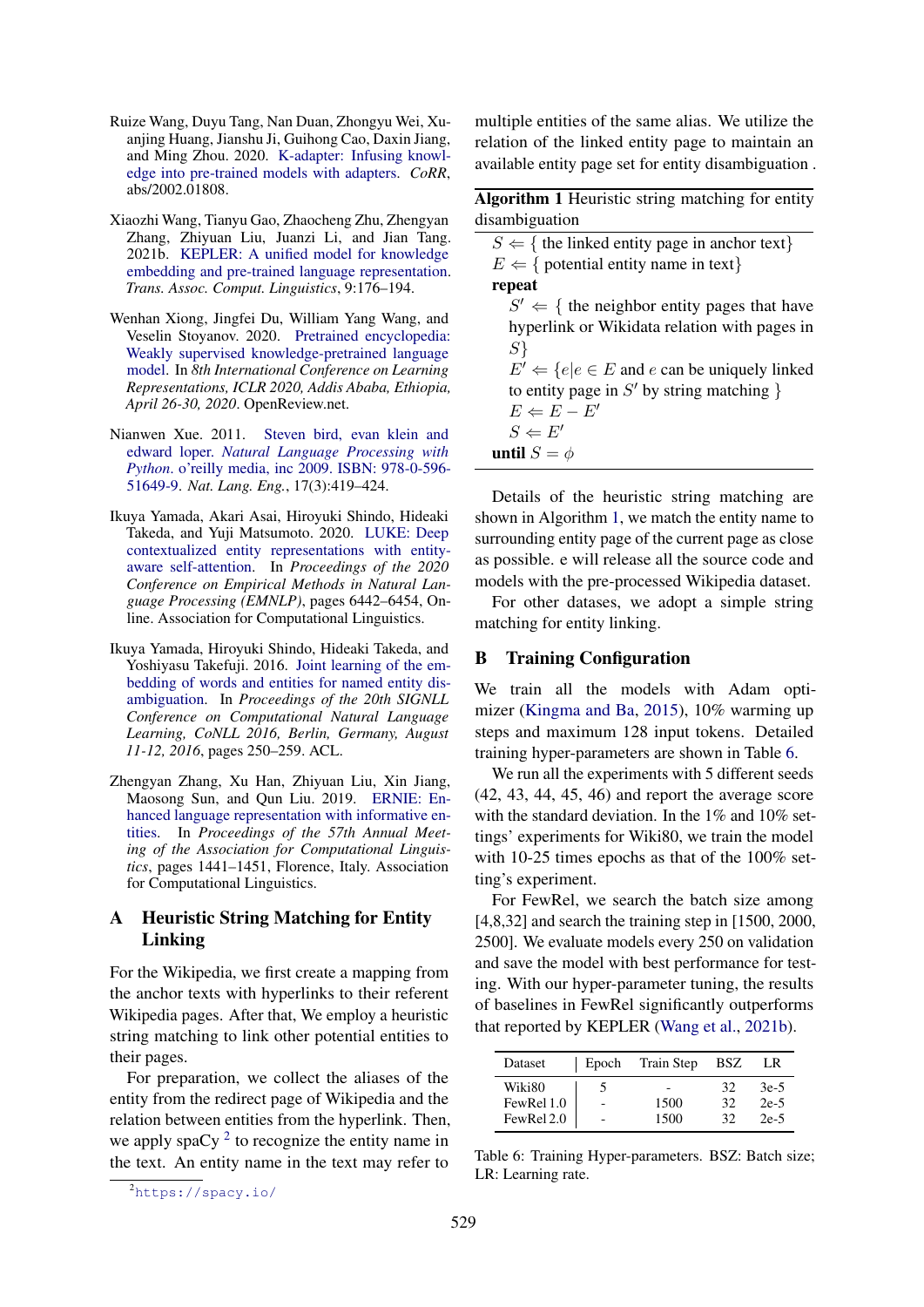Ruize Wang, Duyu Tang, Nan Duan, Zhongyu Wei, Xuanjing Huang, Jianshu Ji, Guihong Cao, Daxin Jiang, and Ming Zhou. 2020. K-adapter: Infusing knowledge into pre-trained models with adapters. *CoRR*, abs/2002.01808.

Xiaozhi Wang, Tianyu Gao, Zhaocheng Zhu, Zhengyan Zhang, Zhiyuan Liu, Juanzi Li, and Jian Tang. 2021b. KEPLER: A unified model for knowledge embedding and pre-trained language representation. *Trans. Assoc. Comput. Linguistics*, 9:176–194.

Wenhan Xiong, Jingfei Du, William Yang Wang, and Veselin Stoyanov. 2020. Pretrained encyclopedia: Weakly supervised knowledge-pretrained language model. In *8th International Conference on Learning Representations, ICLR 2020, Addis Ababa, Ethiopia, April 26-30, 2020*. OpenReview.net.

Nianwen Xue. 2011. Steven bird, evan klein and edward loper. *Natural Language Processing with Python*. o'reilly media, inc 2009. ISBN: 978-0-596-51649-9. *Nat. Lang. Eng.*, 17(3):419–424.

Ikuya Yamada, Akari Asai, Hiroyuki Shindo, Hideaki Takeda, and Yuji Matsumoto. 2020. LUKE: Deep contextualized entity representations with entity-aware self-attention. In *Proceedings of the 2020 Conference on Empirical Methods in Natural Language Processing (EMNLP)*, pages 6442–6454, Online. Association for Computational Linguistics.

Ikuya Yamada, Hiroyuki Shindo, Hideaki Takeda, and Yoshiyasu Takefuji. 2016. Joint learning of the embedding of words and entities for named entity disambiguation. In *Proceedings of the 20th SIGNLL Conference on Computational Natural Language Learning, CoNLL 2016, Berlin, Germany, August 11-12, 2016*, pages 250–259. ACL.

Zhengyan Zhang, Xu Han, Zhiyuan Liu, Xin Jiang, Maosong Sun, and Qun Liu. 2019. ERNIE: Enhanced language representation with informative entities. In *Proceedings of the 57th Annual Meeting of the Association for Computational Linguistics*, pages 1441–1451, Florence, Italy. Association for Computational Linguistics.

## A Heuristic String Matching for Entity Linking

For the Wikipedia, we first create a mapping from the anchor texts with hyperlinks to their referent Wikipedia pages. After that, We employ a heuristic string matching to link other potential entities to their pages.

For preparation, we collect the aliases of the entity from the redirect page of Wikipedia and the relation between entities from the hyperlink. Then, we apply spaCy [2] to recognize the entity name in the text. An entity name in the text may refer to multiple entities of the same alias. We utilize the relation of the linked entity page to maintain an available entity page set for entity disambiguation .

[2] https://spacy.io/

**Algorithm 1** Heuristic string matching for entity disambiguation

$S \Leftarrow$ { the linked entity page in anchor text}
$E \Leftarrow$ { potential entity name in text}
**repeat**
  $S' \Leftarrow$ { the neighbor entity pages that have hyperlink or Wikidata relation with pages in $S$}
  $E' \Leftarrow \{e | e \in E$ and $e$ can be uniquely linked to entity page in $S'$ by string matching }
  $E \Leftarrow E - E'$
  $S \Leftarrow E'$
**until** $S = \phi$

Details of the heuristic string matching are shown in Algorithm 1, we match the entity name to surrounding entity page of the current page as close as possible. e will release all the source code and models with the pre-processed Wikipedia dataset.

For other datases, we adopt a simple string matching for entity linking.

## B Training Configuration

We train all the models with Adam optimizer (Kingma and Ba, 2015), 10% warming up steps and maximum 128 input tokens. Detailed training hyper-parameters are shown in Table 6.

We run all the experiments with 5 different seeds (42, 43, 44, 45, 46) and report the average score with the standard deviation. In the 1% and 10% settings' experiments for Wiki80, we train the model with 10-25 times epochs as that of the 100% setting's experiment.

For FewRel, we search the batch size among [4,8,32] and search the training step in [1500, 2000, 2500]. We evaluate models every 250 on validation and save the model with best performance for testing. With our hyper-parameter tuning, the results of baselines in FewRel significantly outperforms that reported by KEPLER (Wang et al., 2021b).

| Dataset | Epoch | Train Step | BSZ | LR |
|---|---|---|---|---|
| Wiki80 | 5 | - | 32 | 3e-5 |
| FewRel 1.0 | - | 1500 | 32 | 2e-5 |
| FewRel 2.0 | - | 1500 | 32 | 2e-5 |

Table 6: Training Hyper-parameters. BSZ: Batch size; LR: Learning rate.